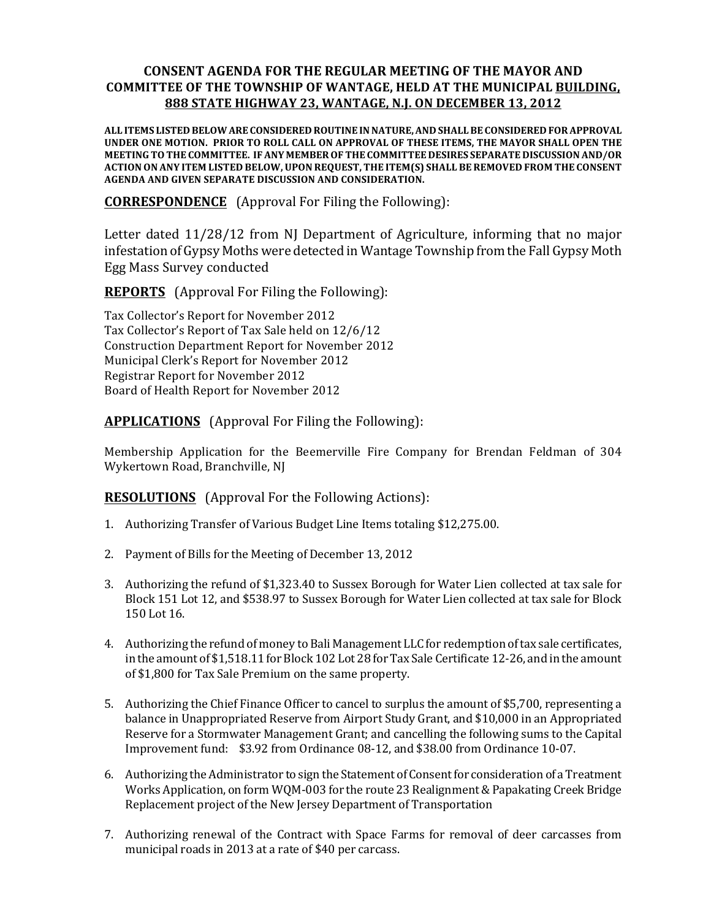# CONSENT AGENDA FOR THE REGULAR MEETING OF THE MAYOR AND COMMITTEE OF THE TOWNSHIP OF WANTAGE, HELD AT THE MUNICIPAL BUILDING, 888 STATE HIGHWAY 23, WANTAGE, N.J. ON DECEMBER 13, 2012

**ALL ITEMS LISTED BELOW ARE CONSIDERED ROUTINE IN NATURE, AND SHALL BE CONSIDERED FOR APPROVAL UNDER ONE MOTION. PRIOR TO ROLL CALL ON APPROVAL OF THESE ITEMS, THE MAYOR SHALL OPEN THE MEETING TO THE COMMITTEE. IF ANY MEMBER OF THE COMMITTEE DESIRES SEPARATE DISCUSSION AND/OR ACTION ON ANY ITEM LISTED BELOW, UPON REQUEST, THE ITEM(S) SHALL BE REMOVED FROM THE CONSENT AGENDA AND GIVEN SEPARATE DISCUSSION AND CONSIDERATION.**

**CORRESPONDENCE** (Approval For Filing the Following):

Letter dated 11/28/12 from NJ Department of Agriculture, informing that no major infestation of Gypsy Moths were detected in Wantage Township from the Fall Gypsy Moth Egg Mass Survey conducted

**REPORTS** (Approval For Filing the Following):

Tax Collector's Report for November 2012
Tax Collector's Report of Tax Sale held on 12/6/12
Construction Department Report for November 2012
Municipal Clerk's Report for November 2012
Registrar Report for November 2012
Board of Health Report for November 2012

**APPLICATIONS** (Approval For Filing the Following):

Membership Application for the Beemerville Fire Company for Brendan Feldman of 304 Wykertown Road, Branchville, NJ

**RESOLUTIONS** (Approval For the Following Actions):

1. Authorizing Transfer of Various Budget Line Items totaling $12,275.00.
2. Payment of Bills for the Meeting of December 13, 2012
3. Authorizing the refund of $1,323.40 to Sussex Borough for Water Lien collected at tax sale for Block 151 Lot 12, and $538.97 to Sussex Borough for Water Lien collected at tax sale for Block 150 Lot 16.
4. Authorizing the refund of money to Bali Management LLC for redemption of tax sale certificates, in the amount of $1,518.11 for Block 102 Lot 28 for Tax Sale Certificate 12-26, and in the amount of $1,800 for Tax Sale Premium on the same property.
5. Authorizing the Chief Finance Officer to cancel to surplus the amount of $5,700, representing a balance in Unappropriated Reserve from Airport Study Grant, and $10,000 in an Appropriated Reserve for a Stormwater Management Grant; and cancelling the following sums to the Capital Improvement fund: $3.92 from Ordinance 08-12, and $38.00 from Ordinance 10-07.
6. Authorizing the Administrator to sign the Statement of Consent for consideration of a Treatment Works Application, on form WQM-003 for the route 23 Realignment & Papakating Creek Bridge Replacement project of the New Jersey Department of Transportation
7. Authorizing renewal of the Contract with Space Farms for removal of deer carcasses from municipal roads in 2013 at a rate of $40 per carcass.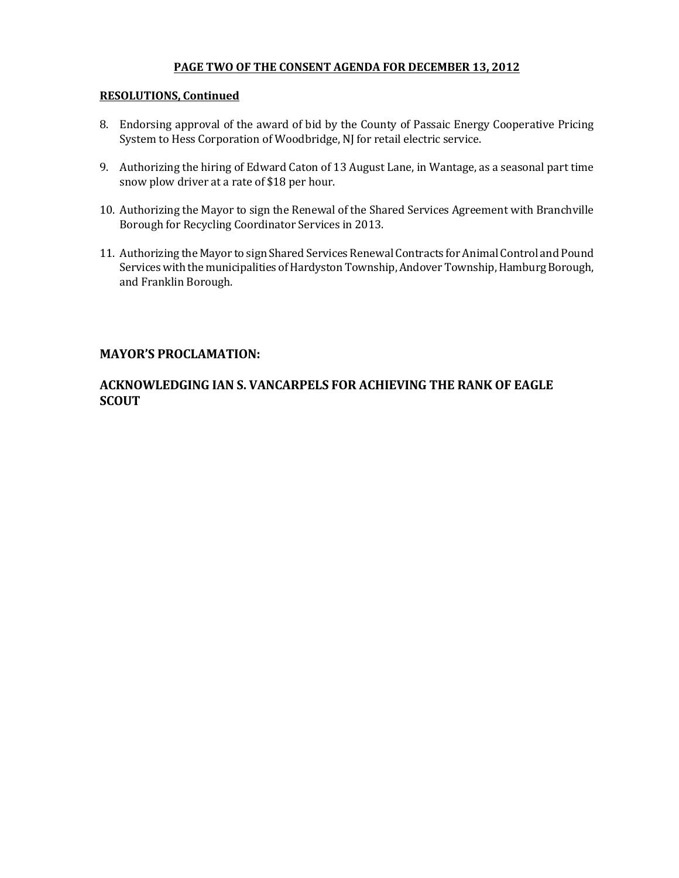**PAGE TWO OF THE CONSENT AGENDA FOR DECEMBER 13, 2012**

**RESOLUTIONS, Continued**

8. Endorsing approval of the award of bid by the County of Passaic Energy Cooperative Pricing System to Hess Corporation of Woodbridge, NJ for retail electric service.

9. Authorizing the hiring of Edward Caton of 13 August Lane, in Wantage, as a seasonal part time snow plow driver at a rate of $18 per hour.

10. Authorizing the Mayor to sign the Renewal of the Shared Services Agreement with Branchville Borough for Recycling Coordinator Services in 2013.

11. Authorizing the Mayor to sign Shared Services Renewal Contracts for Animal Control and Pound Services with the municipalities of Hardyston Township, Andover Township, Hamburg Borough, and Franklin Borough.

## MAYOR'S PROCLAMATION:

## ACKNOWLEDGING IAN S. VANCARPELS FOR ACHIEVING THE RANK OF EAGLE SCOUT